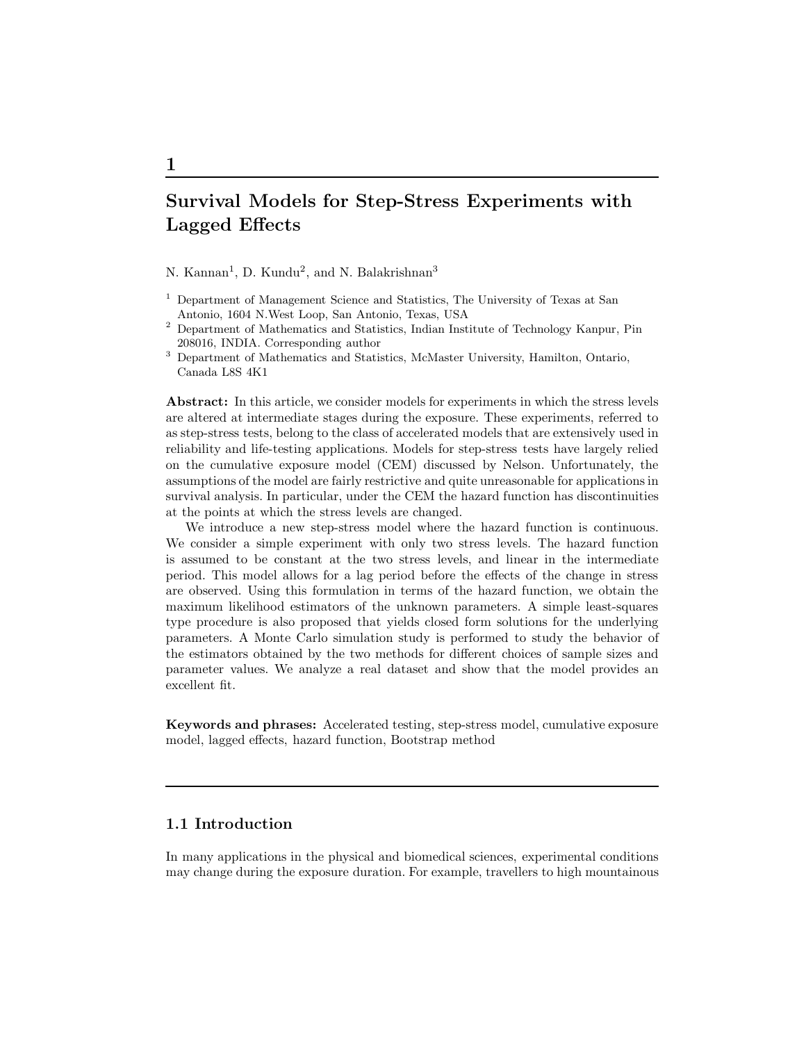# 1

# Survival Models for Step-Stress Experiments with Lagged Effects

N. Kannan[1], D. Kundu[2], and N. Balakrishnan[3]

[1] Department of Management Science and Statistics, The University of Texas at San Antonio, 1604 N.West Loop, San Antonio, Texas, USA

[2] Department of Mathematics and Statistics, Indian Institute of Technology Kanpur, Pin 208016, INDIA. Corresponding author

[3] Department of Mathematics and Statistics, McMaster University, Hamilton, Ontario, Canada L8S 4K1

**Abstract:** In this article, we consider models for experiments in which the stress levels are altered at intermediate stages during the exposure. These experiments, referred to as step-stress tests, belong to the class of accelerated models that are extensively used in reliability and life-testing applications. Models for step-stress tests have largely relied on the cumulative exposure model (CEM) discussed by Nelson. Unfortunately, the assumptions of the model are fairly restrictive and quite unreasonable for applications in survival analysis. In particular, under the CEM the hazard function has discontinuities at the points at which the stress levels are changed.

We introduce a new step-stress model where the hazard function is continuous. We consider a simple experiment with only two stress levels. The hazard function is assumed to be constant at the two stress levels, and linear in the intermediate period. This model allows for a lag period before the effects of the change in stress are observed. Using this formulation in terms of the hazard function, we obtain the maximum likelihood estimators of the unknown parameters. A simple least-squares type procedure is also proposed that yields closed form solutions for the underlying parameters. A Monte Carlo simulation study is performed to study the behavior of the estimators obtained by the two methods for different choices of sample sizes and parameter values. We analyze a real dataset and show that the model provides an excellent fit.

**Keywords and phrases:** Accelerated testing, step-stress model, cumulative exposure model, lagged effects, hazard function, Bootstrap method

## 1.1 Introduction

In many applications in the physical and biomedical sciences, experimental conditions may change during the exposure duration. For example, travellers to high mountainous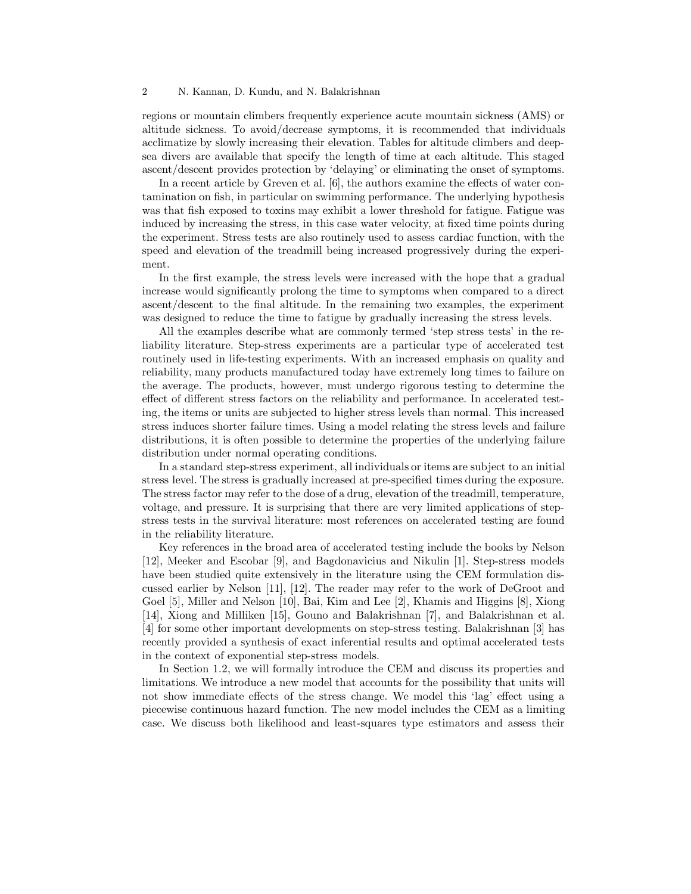regions or mountain climbers frequently experience acute mountain sickness (AMS) or altitude sickness. To avoid/decrease symptoms, it is recommended that individuals acclimatize by slowly increasing their elevation. Tables for altitude climbers and deep-sea divers are available that specify the length of time at each altitude. This staged ascent/descent provides protection by 'delaying' or eliminating the onset of symptoms.

In a recent article by Greven et al. [6], the authors examine the effects of water contamination on fish, in particular on swimming performance. The underlying hypothesis was that fish exposed to toxins may exhibit a lower threshold for fatigue. Fatigue was induced by increasing the stress, in this case water velocity, at fixed time points during the experiment. Stress tests are also routinely used to assess cardiac function, with the speed and elevation of the treadmill being increased progressively during the experiment.

In the first example, the stress levels were increased with the hope that a gradual increase would significantly prolong the time to symptoms when compared to a direct ascent/descent to the final altitude. In the remaining two examples, the experiment was designed to reduce the time to fatigue by gradually increasing the stress levels.

All the examples describe what are commonly termed 'step stress tests' in the reliability literature. Step-stress experiments are a particular type of accelerated test routinely used in life-testing experiments. With an increased emphasis on quality and reliability, many products manufactured today have extremely long times to failure on the average. The products, however, must undergo rigorous testing to determine the effect of different stress factors on the reliability and performance. In accelerated testing, the items or units are subjected to higher stress levels than normal. This increased stress induces shorter failure times. Using a model relating the stress levels and failure distributions, it is often possible to determine the properties of the underlying failure distribution under normal operating conditions.

In a standard step-stress experiment, all individuals or items are subject to an initial stress level. The stress is gradually increased at pre-specified times during the exposure. The stress factor may refer to the dose of a drug, elevation of the treadmill, temperature, voltage, and pressure. It is surprising that there are very limited applications of step-stress tests in the survival literature: most references on accelerated testing are found in the reliability literature.

Key references in the broad area of accelerated testing include the books by Nelson [12], Meeker and Escobar [9], and Bagdonavicius and Nikulin [1]. Step-stress models have been studied quite extensively in the literature using the CEM formulation discussed earlier by Nelson [11], [12]. The reader may refer to the work of DeGroot and Goel [5], Miller and Nelson [10], Bai, Kim and Lee [2], Khamis and Higgins [8], Xiong [14], Xiong and Milliken [15], Gouno and Balakrishnan [7], and Balakrishnan et al. [4] for some other important developments on step-stress testing. Balakrishnan [3] has recently provided a synthesis of exact inferential results and optimal accelerated tests in the context of exponential step-stress models.

In Section 1.2, we will formally introduce the CEM and discuss its properties and limitations. We introduce a new model that accounts for the possibility that units will not show immediate effects of the stress change. We model this 'lag' effect using a piecewise continuous hazard function. The new model includes the CEM as a limiting case. We discuss both likelihood and least-squares type estimators and assess their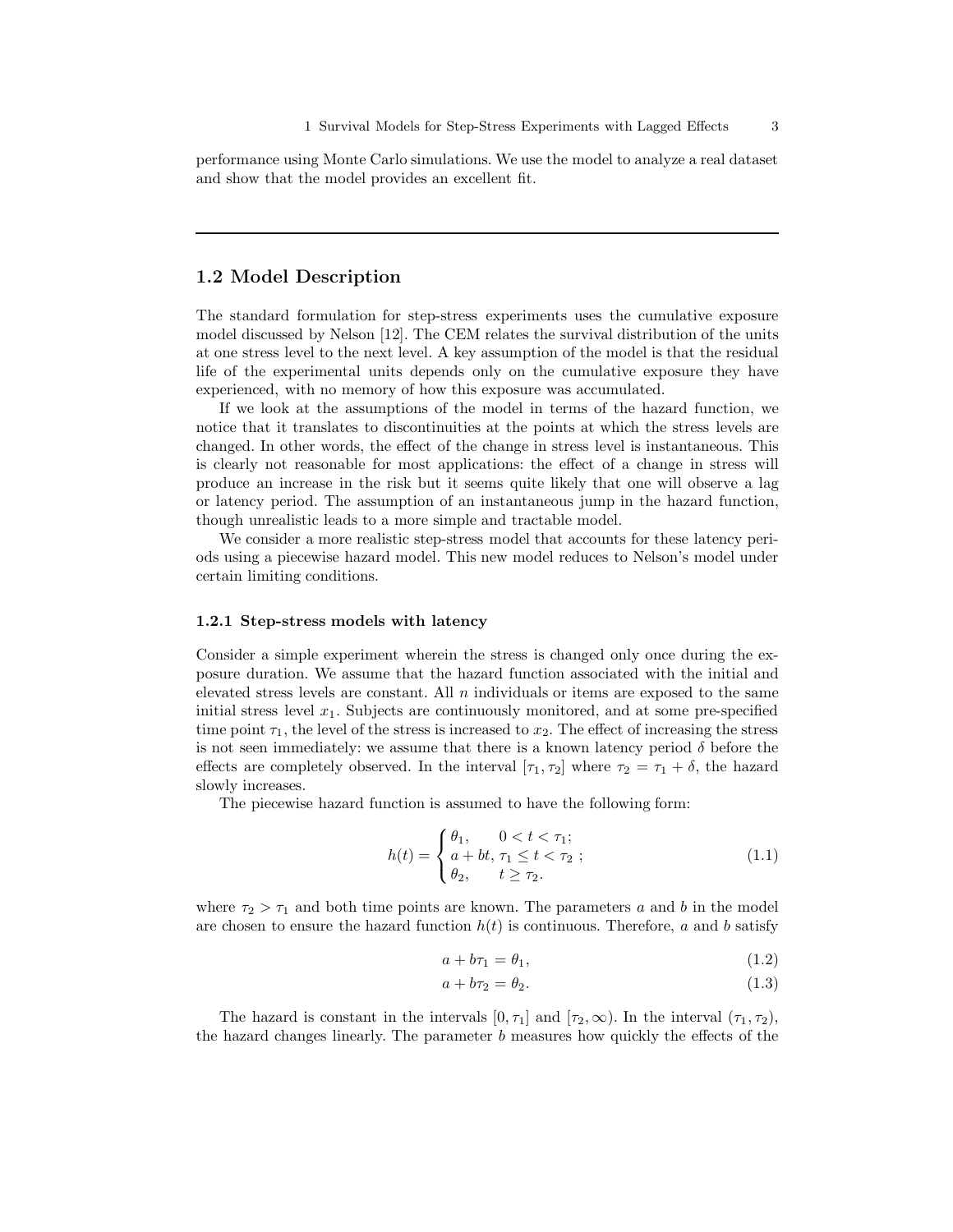performance using Monte Carlo simulations. We use the model to analyze a real dataset and show that the model provides an excellent fit.

---

## 1.2 Model Description

The standard formulation for step-stress experiments uses the cumulative exposure model discussed by Nelson [12]. The CEM relates the survival distribution of the units at one stress level to the next level. A key assumption of the model is that the residual life of the experimental units depends only on the cumulative exposure they have experienced, with no memory of how this exposure was accumulated.

If we look at the assumptions of the model in terms of the hazard function, we notice that it translates to discontinuities at the points at which the stress levels are changed. In other words, the effect of the change in stress level is instantaneous. This is clearly not reasonable for most applications: the effect of a change in stress will produce an increase in the risk but it seems quite likely that one will observe a lag or latency period. The assumption of an instantaneous jump in the hazard function, though unrealistic leads to a more simple and tractable model.

We consider a more realistic step-stress model that accounts for these latency periods using a piecewise hazard model. This new model reduces to Nelson's model under certain limiting conditions.

### 1.2.1 Step-stress models with latency

Consider a simple experiment wherein the stress is changed only once during the exposure duration. We assume that the hazard function associated with the initial and elevated stress levels are constant. All $n$ individuals or items are exposed to the same initial stress level $x_1$. Subjects are continuously monitored, and at some pre-specified time point $\tau_1$, the level of the stress is increased to $x_2$. The effect of increasing the stress is not seen immediately: we assume that there is a known latency period $\delta$ before the effects are completely observed. In the interval $[\tau_1, \tau_2]$ where $\tau_2 = \tau_1 + \delta$, the hazard slowly increases.

The piecewise hazard function is assumed to have the following form:

$$h(t) = \begin{cases} \theta_1, & 0 < t < \tau_1; \\ a + bt, & \tau_1 \leq t < \tau_2 \ ; \\ \theta_2, & t \geq \tau_2. \end{cases} \tag{1.1}$$

where $\tau_2 > \tau_1$ and both time points are known. The parameters $a$ and $b$ in the model are chosen to ensure the hazard function $h(t)$ is continuous. Therefore, $a$ and $b$ satisfy

$$a + b\tau_1 = \theta_1, \tag{1.2}$$

$$a + b\tau_2 = \theta_2. \tag{1.3}$$

The hazard is constant in the intervals $[0, \tau_1]$ and $[\tau_2, \infty)$. In the interval $(\tau_1, \tau_2)$, the hazard changes linearly. The parameter $b$ measures how quickly the effects of the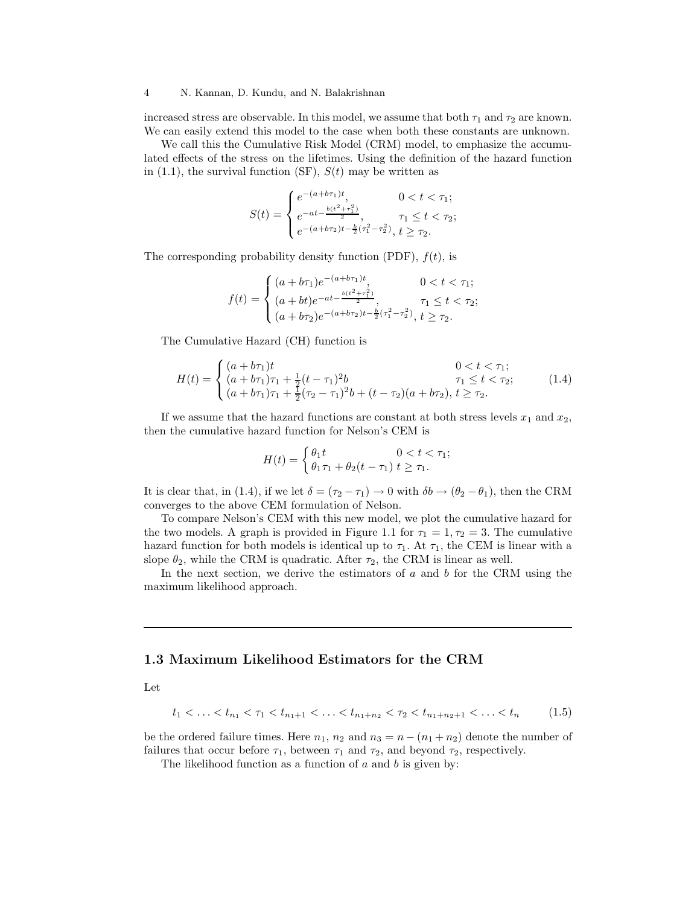increased stress are observable. In this model, we assume that both $\tau_1$ and $\tau_2$ are known. We can easily extend this model to the case when both these constants are unknown.

We call this the Cumulative Risk Model (CRM) model, to emphasize the accumulated effects of the stress on the lifetimes. Using the definition of the hazard function in (1.1), the survival function (SF), $S(t)$ may be written as

$$S(t) = \begin{cases} e^{-(a+b\tau_1)t}, & 0 < t < \tau_1; \\ e^{-at-\frac{b(t^2+\tau_1^2)}{2}}, & \tau_1 \le t < \tau_2; \\ e^{-(a+b\tau_2)t-\frac{b}{2}(\tau_1^2-\tau_2^2)}, & t \ge \tau_2. \end{cases}$$

The corresponding probability density function (PDF), $f(t)$, is

$$f(t) = \begin{cases} (a+b\tau_1)e^{-(a+b\tau_1)t}, & 0 < t < \tau_1; \\ (a+bt)e^{-at-\frac{b(t^2+\tau_1^2)}{2}}, & \tau_1 \le t < \tau_2; \\ (a+b\tau_2)e^{-(a+b\tau_2)t-\frac{b}{2}(\tau_1^2-\tau_2^2)}, & t \ge \tau_2. \end{cases}$$

The Cumulative Hazard (CH) function is

$$H(t) = \begin{cases} (a+b\tau_1)t & 0 < t < \tau_1; \\ (a+b\tau_1)\tau_1 + \frac{1}{2}(t-\tau_1)^2 b & \tau_1 \le t < \tau_2; \\ (a+b\tau_1)\tau_1 + \frac{1}{2}(\tau_2-\tau_1)^2 b + (t-\tau_2)(a+b\tau_2), & t \ge \tau_2. \end{cases} \tag{1.4}$$

If we assume that the hazard functions are constant at both stress levels $x_1$ and $x_2$, then the cumulative hazard function for Nelson's CEM is

$$H(t) = \begin{cases} \theta_1 t & 0 < t < \tau_1; \\ \theta_1\tau_1 + \theta_2(t-\tau_1) & t \ge \tau_1. \end{cases}$$

It is clear that, in (1.4), if we let $\delta = (\tau_2 - \tau_1) \to 0$ with $\delta b \to (\theta_2 - \theta_1)$, then the CRM converges to the above CEM formulation of Nelson.

To compare Nelson's CEM with this new model, we plot the cumulative hazard for the two models. A graph is provided in Figure 1.1 for $\tau_1 = 1, \tau_2 = 3$. The cumulative hazard function for both models is identical up to $\tau_1$. At $\tau_1$, the CEM is linear with a slope $\theta_2$, while the CRM is quadratic. After $\tau_2$, the CRM is linear as well.

In the next section, we derive the estimators of $a$ and $b$ for the CRM using the maximum likelihood approach.

## 1.3 Maximum Likelihood Estimators for the CRM

Let

$$t_1 < \ldots < t_{n_1} < \tau_1 < t_{n_1+1} < \ldots < t_{n_1+n_2} < \tau_2 < t_{n_1+n_2+1} < \ldots < t_n \tag{1.5}$$

be the ordered failure times. Here $n_1$, $n_2$ and $n_3 = n - (n_1 + n_2)$ denote the number of failures that occur before $\tau_1$, between $\tau_1$ and $\tau_2$, and beyond $\tau_2$, respectively.

The likelihood function as a function of $a$ and $b$ is given by: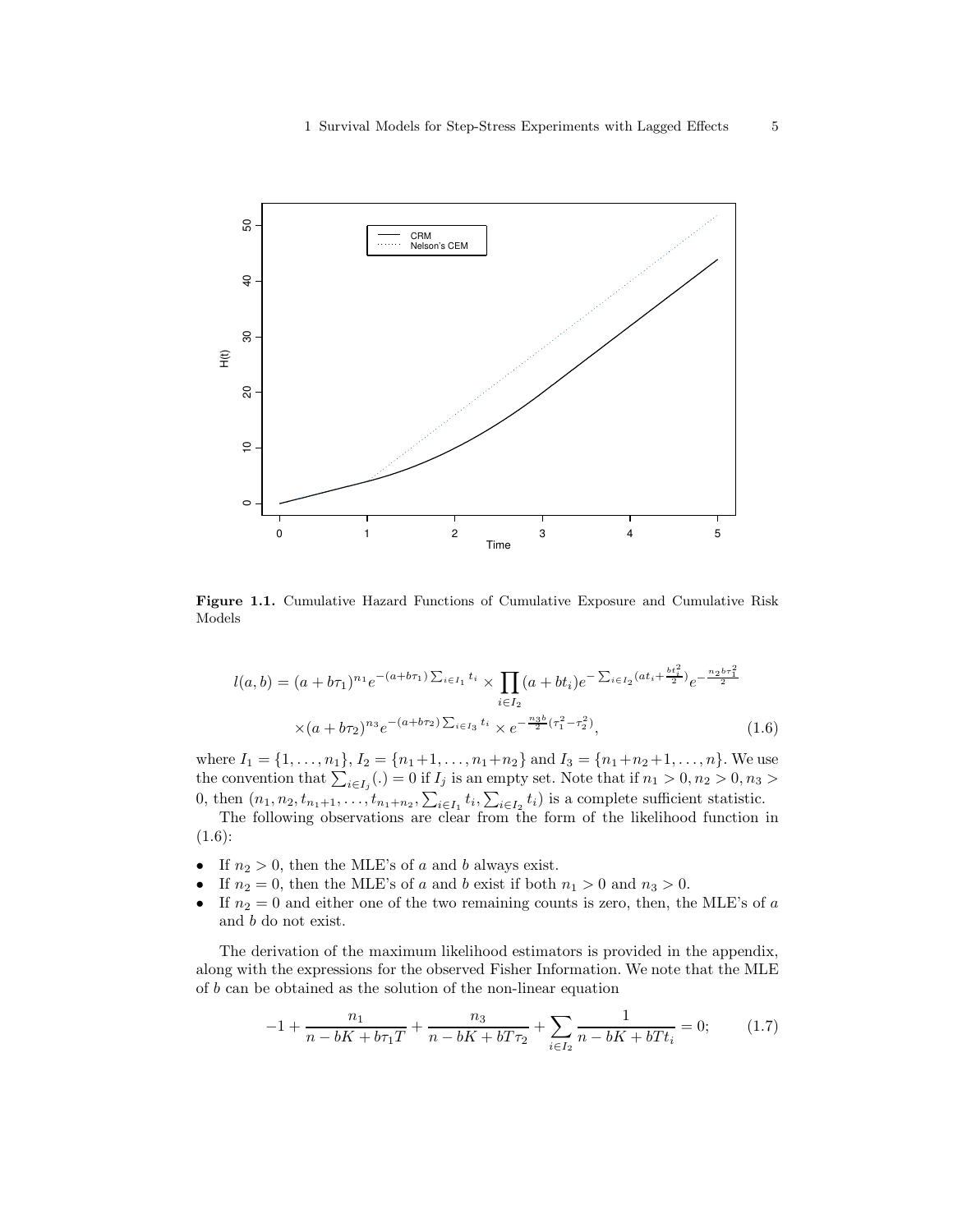**Figure 1.1.** Cumulative Hazard Functions of Cumulative Exposure and Cumulative Risk Models

$$
\begin{aligned}
l(a,b) = (a+b\tau_1)^{n_1} e^{-(a+b\tau_1)\sum_{i\in I_1} t_i} \times \prod_{i\in I_2} (a+bt_i) e^{-\sum_{i\in I_2}(at_i + \frac{bt_i^2}{2})} e^{-\frac{n_2 b \tau_1^2}{2}} \\
\times (a+b\tau_2)^{n_3} e^{-(a+b\tau_2)\sum_{i\in I_3} t_i} \times e^{-\frac{n_3 b}{2}(\tau_1^2 - \tau_2^2)}, \qquad (1.6)
\end{aligned}
$$

where $I_1 = \{1, \ldots, n_1\}$, $I_2 = \{n_1+1, \ldots, n_1+n_2\}$ and $I_3 = \{n_1+n_2+1, \ldots, n\}$. We use the convention that $\sum_{i\in I_j}(.) = 0$ if $I_j$ is an empty set. Note that if $n_1 > 0, n_2 > 0, n_3 > 0$, then $(n_1, n_2, t_{n_1+1}, \ldots, t_{n_1+n_2}, \sum_{i\in I_1} t_i, \sum_{i\in I_2} t_i)$ is a complete sufficient statistic.

The following observations are clear from the form of the likelihood function in (1.6):

- If $n_2 > 0$, then the MLE's of $a$ and $b$ always exist.
- If $n_2 = 0$, then the MLE's of $a$ and $b$ exist if both $n_1 > 0$ and $n_3 > 0$.
- If $n_2 = 0$ and either one of the two remaining counts is zero, then, the MLE's of $a$ and $b$ do not exist.

The derivation of the maximum likelihood estimators is provided in the appendix, along with the expressions for the observed Fisher Information. We note that the MLE of $b$ can be obtained as the solution of the non-linear equation

$$
-1 + \frac{n_1}{n - bK + b\tau_1 T} + \frac{n_3}{n - bK + bT\tau_2} + \sum_{i\in I_2} \frac{1}{n - bK + bTt_i} = 0; \qquad (1.7)
$$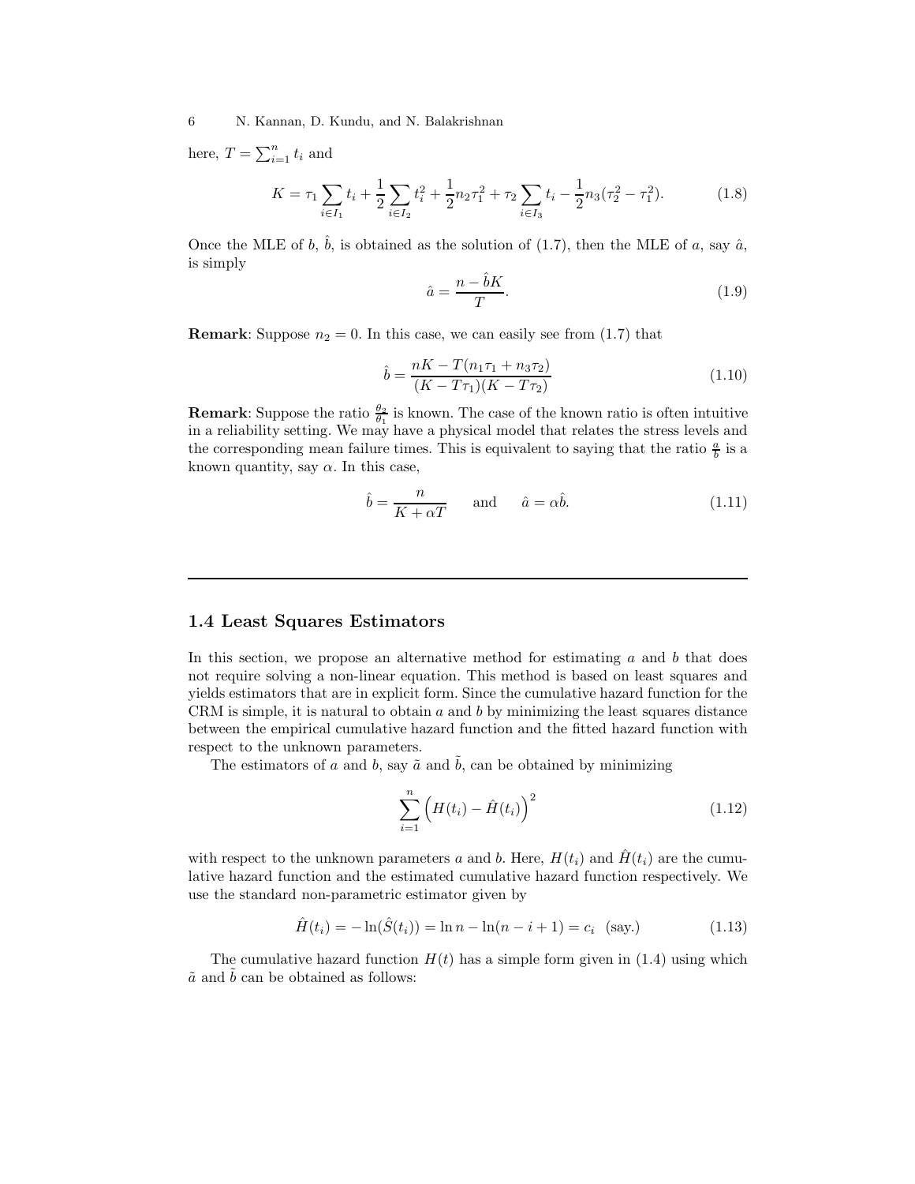here, $T = \sum_{i=1}^{n} t_i$ and

$$K = \tau_1 \sum_{i \in I_1} t_i + \frac{1}{2} \sum_{i \in I_2} t_i^2 + \frac{1}{2} n_2 \tau_1^2 + \tau_2 \sum_{i \in I_3} t_i - \frac{1}{2} n_3 (\tau_2^2 - \tau_1^2). \tag{1.8}$$

Once the MLE of $b$, $\hat{b}$, is obtained as the solution of (1.7), then the MLE of $a$, say $\hat{a}$, is simply

$$\hat{a} = \frac{n - \hat{b}K}{T}. \tag{1.9}$$

**Remark**: Suppose $n_2 = 0$. In this case, we can easily see from (1.7) that

$$\hat{b} = \frac{nK - T(n_1 \tau_1 + n_3 \tau_2)}{(K - T\tau_1)(K - T\tau_2)} \tag{1.10}$$

**Remark**: Suppose the ratio $\frac{\theta_2}{\theta_1}$ is known. The case of the known ratio is often intuitive in a reliability setting. We may have a physical model that relates the stress levels and the corresponding mean failure times. This is equivalent to saying that the ratio $\frac{a}{b}$ is a known quantity, say $\alpha$. In this case,

$$\hat{b} = \frac{n}{K + \alpha T} \qquad \text{and} \qquad \hat{a} = \alpha \hat{b}. \tag{1.11}$$

---

## 1.4 Least Squares Estimators

In this section, we propose an alternative method for estimating $a$ and $b$ that does not require solving a non-linear equation. This method is based on least squares and yields estimators that are in explicit form. Since the cumulative hazard function for the CRM is simple, it is natural to obtain $a$ and $b$ by minimizing the least squares distance between the empirical cumulative hazard function and the fitted hazard function with respect to the unknown parameters.

The estimators of $a$ and $b$, say $\tilde{a}$ and $\tilde{b}$, can be obtained by minimizing

$$\sum_{i=1}^{n} \left( H(t_i) - \hat{H}(t_i) \right)^2 \tag{1.12}$$

with respect to the unknown parameters $a$ and $b$. Here, $H(t_i)$ and $\hat{H}(t_i)$ are the cumulative hazard function and the estimated cumulative hazard function respectively. We use the standard non-parametric estimator given by

$$\hat{H}(t_i) = -\ln(\hat{S}(t_i)) = \ln n - \ln(n - i + 1) = c_i \ \ \text{(say.)} \tag{1.13}$$

The cumulative hazard function $H(t)$ has a simple form given in (1.4) using which $\tilde{a}$ and $\tilde{b}$ can be obtained as follows: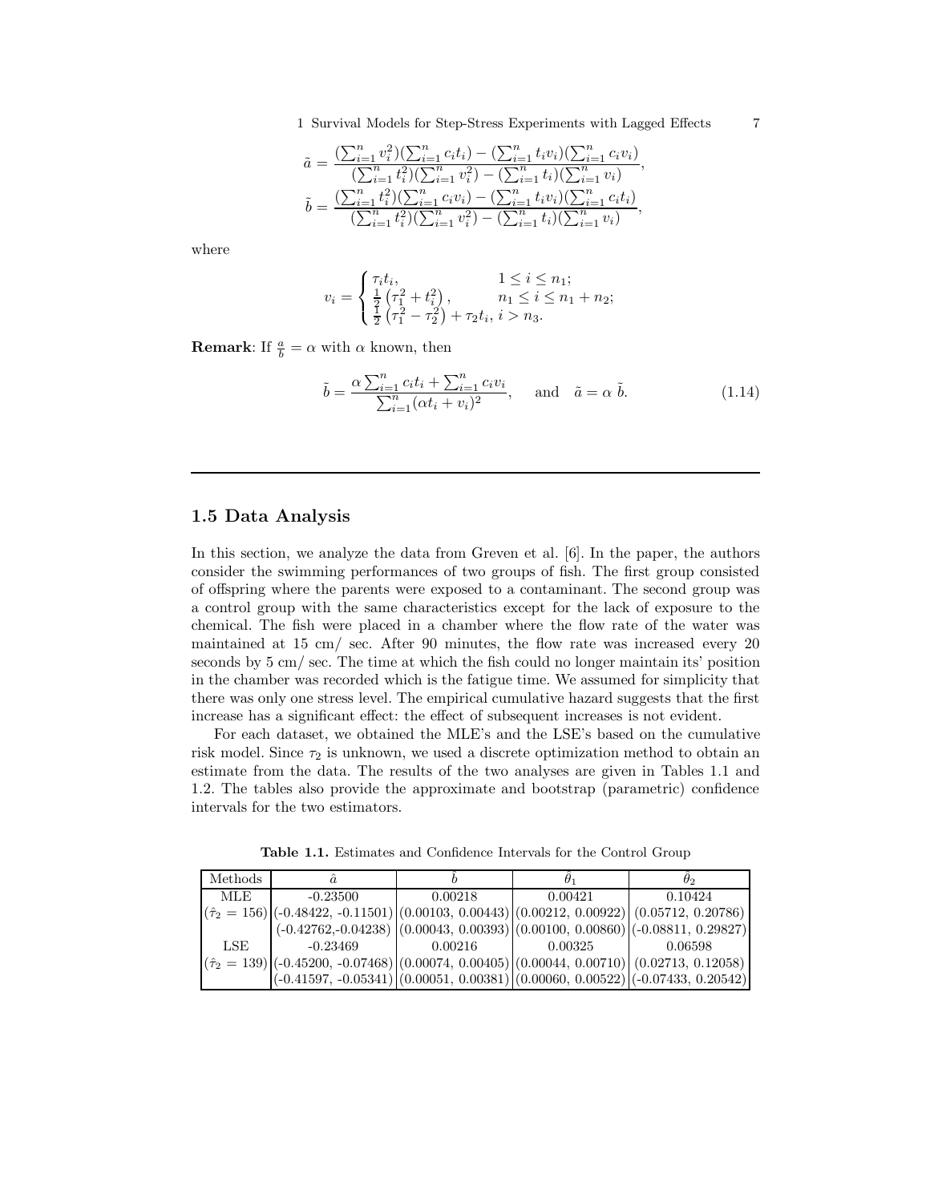$$\tilde{a} = \frac{(\sum_{i=1}^{n} v_i^2)(\sum_{i=1}^{n} c_i t_i) - (\sum_{i=1}^{n} t_i v_i)(\sum_{i=1}^{n} c_i v_i)}{(\sum_{i=1}^{n} t_i^2)(\sum_{i=1}^{n} v_i^2) - (\sum_{i=1}^{n} t_i)(\sum_{i=1}^{n} v_i)},$$

$$\tilde{b} = \frac{(\sum_{i=1}^{n} t_i^2)(\sum_{i=1}^{n} c_i v_i) - (\sum_{i=1}^{n} t_i v_i)(\sum_{i=1}^{n} c_i t_i)}{(\sum_{i=1}^{n} t_i^2)(\sum_{i=1}^{n} v_i^2) - (\sum_{i=1}^{n} t_i)(\sum_{i=1}^{n} v_i)},$$

where

$$v_i = \begin{cases} \tau_i t_i, & 1 \le i \le n_1; \\ \frac{1}{2}\left(\tau_1^2 + t_i^2\right), & n_1 \le i \le n_1 + n_2; \\ \frac{1}{2}\left(\tau_1^2 - \tau_2^2\right) + \tau_2 t_i, & i > n_3. \end{cases}$$

**Remark**: If $\frac{a}{b} = \alpha$ with $\alpha$ known, then

$$\tilde{b} = \frac{\alpha \sum_{i=1}^{n} c_i t_i + \sum_{i=1}^{n} c_i v_i}{\sum_{i=1}^{n} (\alpha t_i + v_i)^2}, \quad \text{and} \quad \tilde{a} = \alpha\, \tilde{b}. \tag{1.14}$$

---

## 1.5 Data Analysis

In this section, we analyze the data from Greven et al. [6]. In the paper, the authors consider the swimming performances of two groups of fish. The first group consisted of offspring where the parents were exposed to a contaminant. The second group was a control group with the same characteristics except for the lack of exposure to the chemical. The fish were placed in a chamber where the flow rate of the water was maintained at 15 cm/ sec. After 90 minutes, the flow rate was increased every 20 seconds by 5 cm/ sec. The time at which the fish could no longer maintain its' position in the chamber was recorded which is the fatigue time. We assumed for simplicity that there was only one stress level. The empirical cumulative hazard suggests that the first increase has a significant effect: the effect of subsequent increases is not evident.

For each dataset, we obtained the MLE's and the LSE's based on the cumulative risk model. Since $\tau_2$ is unknown, we used a discrete optimization method to obtain an estimate from the data. The results of the two analyses are given in Tables 1.1 and 1.2. The tables also provide the approximate and bootstrap (parametric) confidence intervals for the two estimators.

**Table 1.1.** Estimates and Confidence Intervals for the Control Group

| Methods | $\hat{a}$ | $\hat{b}$ | $\hat{\theta}_1$ | $\hat{\theta}_2$ |
|---|---|---|---|---|
| MLE | -0.23500 | 0.00218 | 0.00421 | 0.10424 |
| $(\hat{\tau}_2 = 156)$ | (-0.48422, -0.11501) | (0.00103, 0.00443) | (0.00212, 0.00922) | (0.05712, 0.20786) |
| | (-0.42762,-0.04238) | (0.00043, 0.00393) | (0.00100, 0.00860) | (-0.08811, 0.29827) |
| LSE | -0.23469 | 0.00216 | 0.00325 | 0.06598 |
| $(\hat{\tau}_2 = 139)$ | (-0.45200, -0.07468) | (0.00074, 0.00405) | (0.00044, 0.00710) | (0.02713, 0.12058) |
| | (-0.41597, -0.05341) | (0.00051, 0.00381) | (0.00060, 0.00522) | (-0.07433, 0.20542) |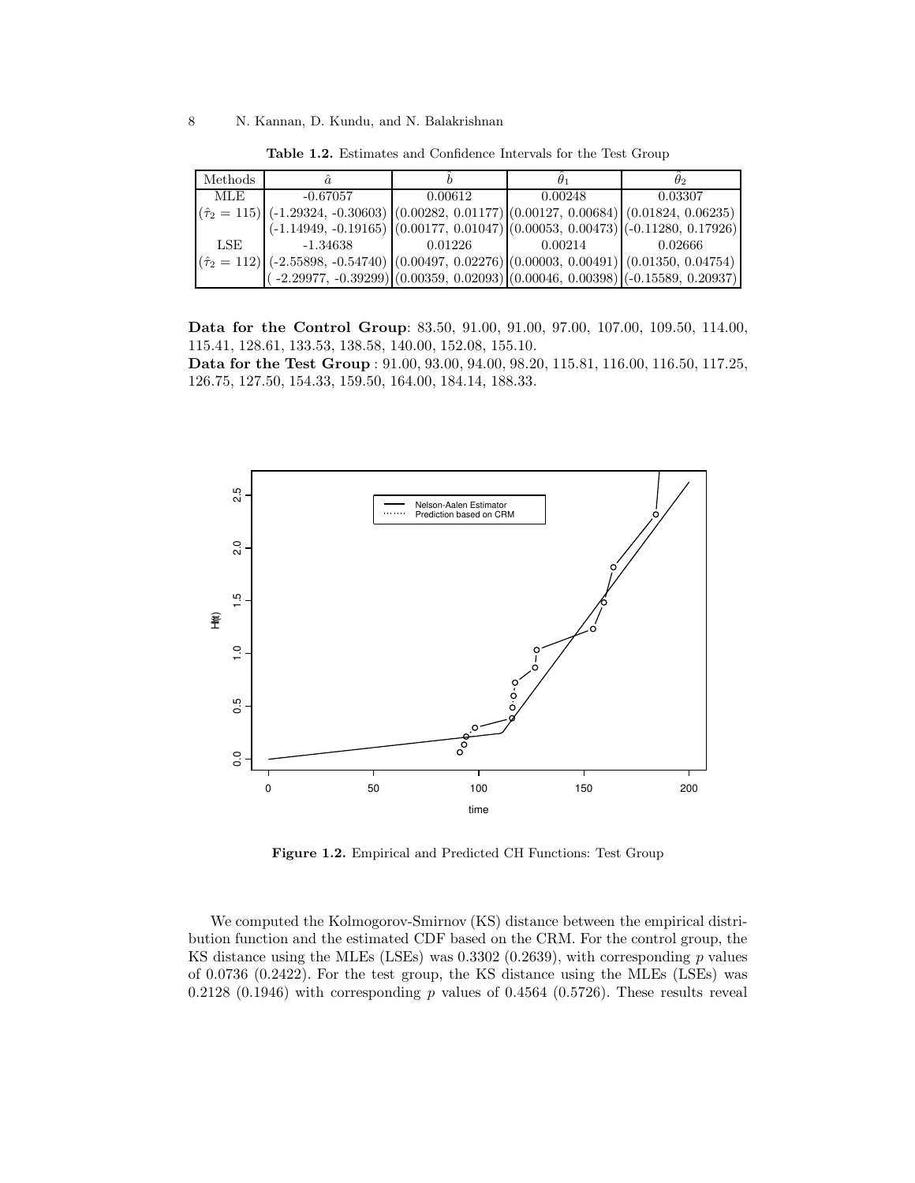**Table 1.2.** Estimates and Confidence Intervals for the Test Group

| Methods | $\hat{a}$ | $\hat{b}$ | $\hat{\theta}_1$ | $\hat{\theta}_2$ |
|---|---|---|---|---|
| MLE | -0.67057 | 0.00612 | 0.00248 | 0.03307 |
| $(\hat{\tau}_2 = 115)$ | (-1.29324, -0.30603) | (0.00282, 0.01177) | (0.00127, 0.00684) | (0.01824, 0.06235) |
| | (-1.14949, -0.19165) | (0.00177, 0.01047) | (0.00053, 0.00473) | (-0.11280, 0.17926) |
| LSE | -1.34638 | 0.01226 | 0.00214 | 0.02666 |
| $(\hat{\tau}_2 = 112)$ | (-2.55898, -0.54740) | (0.00497, 0.02276) | (0.00003, 0.00491) | (0.01350, 0.04754) |
| | ( -2.29977, -0.39299) | (0.00359, 0.02093) | (0.00046, 0.00398) | (-0.15589, 0.20937) |

**Data for the Control Group**: 83.50, 91.00, 91.00, 97.00, 107.00, 109.50, 114.00, 115.41, 128.61, 133.53, 138.58, 140.00, 152.08, 155.10.
**Data for the Test Group** : 91.00, 93.00, 94.00, 98.20, 115.81, 116.00, 116.50, 117.25, 126.75, 127.50, 154.33, 159.50, 164.00, 184.14, 188.33.

**Figure 1.2.** Empirical and Predicted CH Functions: Test Group

We computed the Kolmogorov-Smirnov (KS) distance between the empirical distribution function and the estimated CDF based on the CRM. For the control group, the KS distance using the MLEs (LSEs) was 0.3302 (0.2639), with corresponding $p$ values of 0.0736 (0.2422). For the test group, the KS distance using the MLEs (LSEs) was 0.2128 (0.1946) with corresponding $p$ values of 0.4564 (0.5726). These results reveal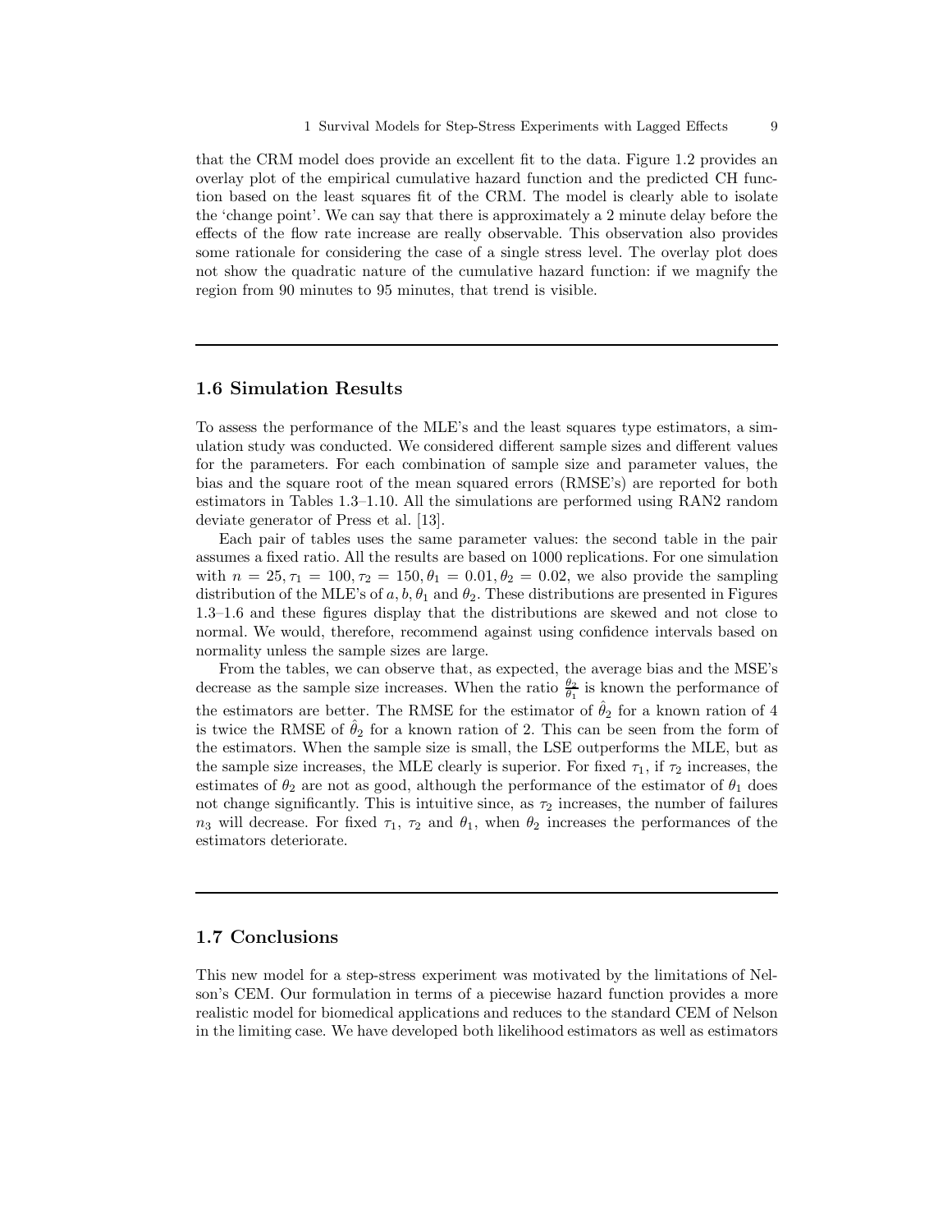that the CRM model does provide an excellent fit to the data. Figure 1.2 provides an overlay plot of the empirical cumulative hazard function and the predicted CH function based on the least squares fit of the CRM. The model is clearly able to isolate the 'change point'. We can say that there is approximately a 2 minute delay before the effects of the flow rate increase are really observable. This observation also provides some rationale for considering the case of a single stress level. The overlay plot does not show the quadratic nature of the cumulative hazard function: if we magnify the region from 90 minutes to 95 minutes, that trend is visible.

## 1.6 Simulation Results

To assess the performance of the MLE's and the least squares type estimators, a simulation study was conducted. We considered different sample sizes and different values for the parameters. For each combination of sample size and parameter values, the bias and the square root of the mean squared errors (RMSE's) are reported for both estimators in Tables 1.3–1.10. All the simulations are performed using RAN2 random deviate generator of Press et al. [13].

Each pair of tables uses the same parameter values: the second table in the pair assumes a fixed ratio. All the results are based on 1000 replications. For one simulation with $n = 25, \tau_1 = 100, \tau_2 = 150, \theta_1 = 0.01, \theta_2 = 0.02$, we also provide the sampling distribution of the MLE's of $a, b, \theta_1$ and $\theta_2$. These distributions are presented in Figures 1.3–1.6 and these figures display that the distributions are skewed and not close to normal. We would, therefore, recommend against using confidence intervals based on normality unless the sample sizes are large.

From the tables, we can observe that, as expected, the average bias and the MSE's decrease as the sample size increases. When the ratio $\frac{\theta_2}{\theta_1}$ is known the performance of the estimators are better. The RMSE for the estimator of $\hat{\theta}_2$ for a known ration of 4 is twice the RMSE of $\hat{\theta}_2$ for a known ration of 2. This can be seen from the form of the estimators. When the sample size is small, the LSE outperforms the MLE, but as the sample size increases, the MLE clearly is superior. For fixed $\tau_1$, if $\tau_2$ increases, the estimates of $\theta_2$ are not as good, although the performance of the estimator of $\theta_1$ does not change significantly. This is intuitive since, as $\tau_2$ increases, the number of failures $n_3$ will decrease. For fixed $\tau_1$, $\tau_2$ and $\theta_1$, when $\theta_2$ increases the performances of the estimators deteriorate.

## 1.7 Conclusions

This new model for a step-stress experiment was motivated by the limitations of Nelson's CEM. Our formulation in terms of a piecewise hazard function provides a more realistic model for biomedical applications and reduces to the standard CEM of Nelson in the limiting case. We have developed both likelihood estimators as well as estimators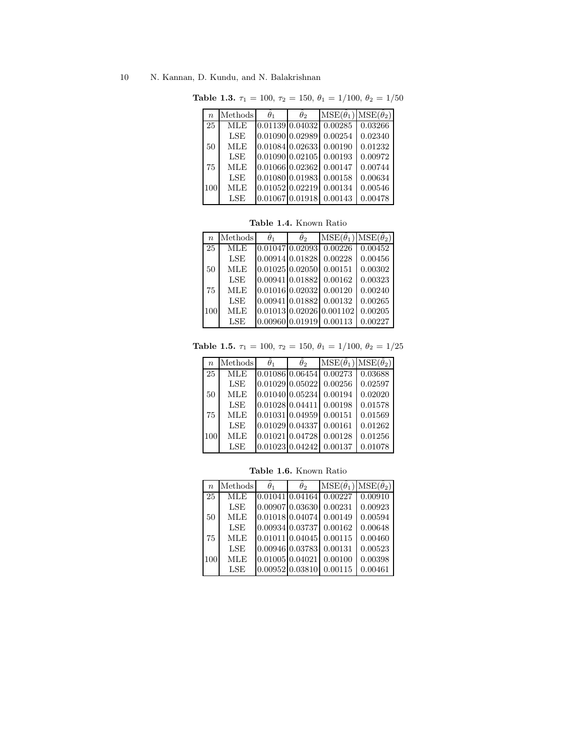**Table 1.3.** $\tau_1 = 100$, $\tau_2 = 150$, $\theta_1 = 1/100$, $\theta_2 = 1/50$

| $n$ | Methods | $\hat{\theta}_1$ | $\hat{\theta}_2$ | MSE($\hat{\theta}_1$) | MSE($\hat{\theta}_2$) |
|---|---|---|---|---|---|
| 25 | MLE | 0.01139 | 0.04032 | 0.00285 | 0.03266 |
| | LSE | 0.01090 | 0.02989 | 0.00254 | 0.02340 |
| 50 | MLE | 0.01084 | 0.02633 | 0.00190 | 0.01232 |
| | LSE | 0.01090 | 0.02105 | 0.00193 | 0.00972 |
| 75 | MLE | 0.01066 | 0.02362 | 0.00147 | 0.00744 |
| | LSE | 0.01080 | 0.01983 | 0.00158 | 0.00634 |
| 100 | MLE | 0.01052 | 0.02219 | 0.00134 | 0.00546 |
| | LSE | 0.01067 | 0.01918 | 0.00143 | 0.00478 |

**Table 1.4.** Known Ratio

| $n$ | Methods | $\hat{\theta}_1$ | $\hat{\theta}_2$ | MSE($\hat{\theta}_1$) | MSE($\hat{\theta}_2$) |
|---|---|---|---|---|---|
| 25 | MLE | 0.01047 | 0.02093 | 0.00226 | 0.00452 |
| | LSE | 0.00914 | 0.01828 | 0.00228 | 0.00456 |
| 50 | MLE | 0.01025 | 0.02050 | 0.00151 | 0.00302 |
| | LSE | 0.00941 | 0.01882 | 0.00162 | 0.00323 |
| 75 | MLE | 0.01016 | 0.02032 | 0.00120 | 0.00240 |
| | LSE | 0.00941 | 0.01882 | 0.00132 | 0.00265 |
| 100 | MLE | 0.01013 | 0.02026 | 0.001102 | 0.00205 |
| | LSE | 0.00960 | 0.01919 | 0.00113 | 0.00227 |

**Table 1.5.** $\tau_1 = 100$, $\tau_2 = 150$, $\theta_1 = 1/100$, $\theta_2 = 1/25$

| $n$ | Methods | $\hat{\theta}_1$ | $\hat{\theta}_2$ | MSE($\hat{\theta}_1$) | MSE($\hat{\theta}_2$) |
|---|---|---|---|---|---|
| 25 | MLE | 0.01086 | 0.06454 | 0.00273 | 0.03688 |
| | LSE | 0.01029 | 0.05022 | 0.00256 | 0.02597 |
| 50 | MLE | 0.01040 | 0.05234 | 0.00194 | 0.02020 |
| | LSE | 0.01028 | 0.04411 | 0.00198 | 0.01578 |
| 75 | MLE | 0.01031 | 0.04959 | 0.00151 | 0.01569 |
| | LSE | 0.01029 | 0.04337 | 0.00161 | 0.01262 |
| 100 | MLE | 0.01021 | 0.04728 | 0.00128 | 0.01256 |
| | LSE | 0.01023 | 0.04242 | 0.00137 | 0.01078 |

**Table 1.6.** Known Ratio

| $n$ | Methods | $\hat{\theta}_1$ | $\hat{\theta}_2$ | MSE($\hat{\theta}_1$) | MSE($\hat{\theta}_2$) |
|---|---|---|---|---|---|
| 25 | MLE | 0.01041 | 0.04164 | 0.00227 | 0.00910 |
| | LSE | 0.00907 | 0.03630 | 0.00231 | 0.00923 |
| 50 | MLE | 0.01018 | 0.04074 | 0.00149 | 0.00594 |
| | LSE | 0.00934 | 0.03737 | 0.00162 | 0.00648 |
| 75 | MLE | 0.01011 | 0.04045 | 0.00115 | 0.00460 |
| | LSE | 0.00946 | 0.03783 | 0.00131 | 0.00523 |
| 100 | MLE | 0.01005 | 0.04021 | 0.00100 | 0.00398 |
| | LSE | 0.00952 | 0.03810 | 0.00115 | 0.00461 |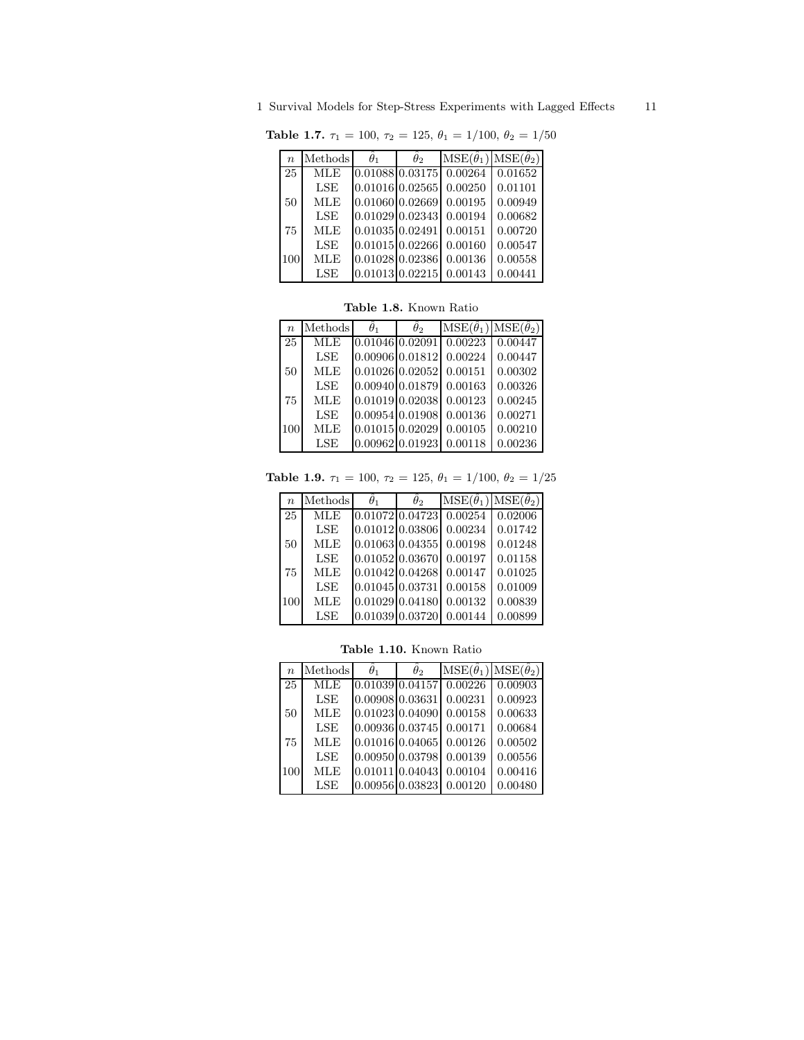**Table 1.7.** $\tau_1 = 100$, $\tau_2 = 125$, $\theta_1 = 1/100$, $\theta_2 = 1/50$

| $n$ | Methods | $\hat{\theta}_1$ | $\hat{\theta}_2$ | MSE($\hat{\theta}_1$) | MSE($\hat{\theta}_2$) |
|---|---|---|---|---|---|
| 25 | MLE | 0.01088 | 0.03175 | 0.00264 | 0.01652 |
| | LSE | 0.01016 | 0.02565 | 0.00250 | 0.01101 |
| 50 | MLE | 0.01060 | 0.02669 | 0.00195 | 0.00949 |
| | LSE | 0.01029 | 0.02343 | 0.00194 | 0.00682 |
| 75 | MLE | 0.01035 | 0.02491 | 0.00151 | 0.00720 |
| | LSE | 0.01015 | 0.02266 | 0.00160 | 0.00547 |
| 100 | MLE | 0.01028 | 0.02386 | 0.00136 | 0.00558 |
| | LSE | 0.01013 | 0.02215 | 0.00143 | 0.00441 |

**Table 1.8.** Known Ratio

| $n$ | Methods | $\hat{\theta}_1$ | $\hat{\theta}_2$ | MSE($\hat{\theta}_1$) | MSE($\hat{\theta}_2$) |
|---|---|---|---|---|---|
| 25 | MLE | 0.01046 | 0.02091 | 0.00223 | 0.00447 |
| | LSE | 0.00906 | 0.01812 | 0.00224 | 0.00447 |
| 50 | MLE | 0.01026 | 0.02052 | 0.00151 | 0.00302 |
| | LSE | 0.00940 | 0.01879 | 0.00163 | 0.00326 |
| 75 | MLE | 0.01019 | 0.02038 | 0.00123 | 0.00245 |
| | LSE | 0.00954 | 0.01908 | 0.00136 | 0.00271 |
| 100 | MLE | 0.01015 | 0.02029 | 0.00105 | 0.00210 |
| | LSE | 0.00962 | 0.01923 | 0.00118 | 0.00236 |

**Table 1.9.** $\tau_1 = 100$, $\tau_2 = 125$, $\theta_1 = 1/100$, $\theta_2 = 1/25$

| $n$ | Methods | $\hat{\theta}_1$ | $\hat{\theta}_2$ | MSE($\hat{\theta}_1$) | MSE($\hat{\theta}_2$) |
|---|---|---|---|---|---|
| 25 | MLE | 0.01072 | 0.04723 | 0.00254 | 0.02006 |
| | LSE | 0.01012 | 0.03806 | 0.00234 | 0.01742 |
| 50 | MLE | 0.01063 | 0.04355 | 0.00198 | 0.01248 |
| | LSE | 0.01052 | 0.03670 | 0.00197 | 0.01158 |
| 75 | MLE | 0.01042 | 0.04268 | 0.00147 | 0.01025 |
| | LSE | 0.01045 | 0.03731 | 0.00158 | 0.01009 |
| 100 | MLE | 0.01029 | 0.04180 | 0.00132 | 0.00839 |
| | LSE | 0.01039 | 0.03720 | 0.00144 | 0.00899 |

**Table 1.10.** Known Ratio

| $n$ | Methods | $\hat{\theta}_1$ | $\hat{\theta}_2$ | MSE($\hat{\theta}_1$) | MSE($\hat{\theta}_2$) |
|---|---|---|---|---|---|
| 25 | MLE | 0.01039 | 0.04157 | 0.00226 | 0.00903 |
| | LSE | 0.00908 | 0.03631 | 0.00231 | 0.00923 |
| 50 | MLE | 0.01023 | 0.04090 | 0.00158 | 0.00633 |
| | LSE | 0.00936 | 0.03745 | 0.00171 | 0.00684 |
| 75 | MLE | 0.01016 | 0.04065 | 0.00126 | 0.00502 |
| | LSE | 0.00950 | 0.03798 | 0.00139 | 0.00556 |
| 100 | MLE | 0.01011 | 0.04043 | 0.00104 | 0.00416 |
| | LSE | 0.00956 | 0.03823 | 0.00120 | 0.00480 |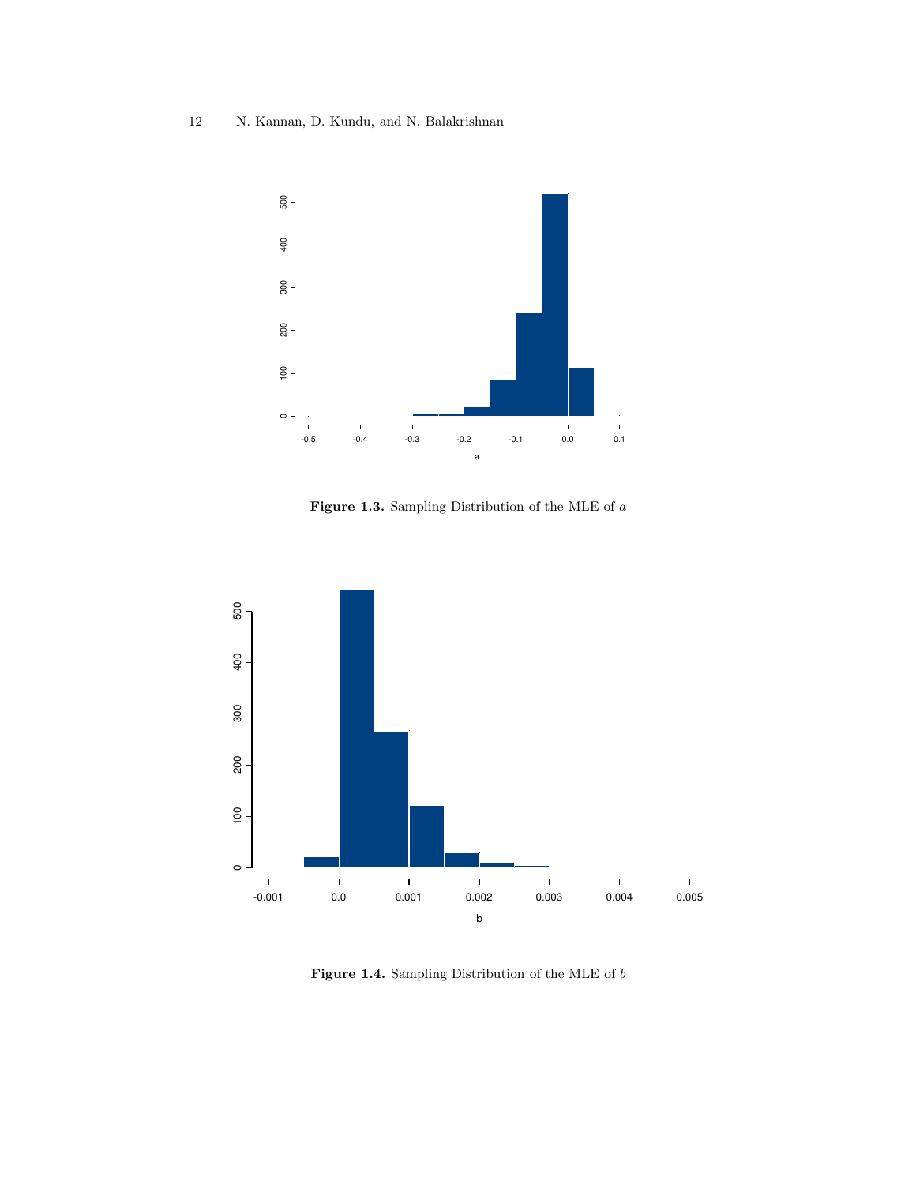**Figure 1.3.** Sampling Distribution of the MLE of $a$

**Figure 1.4.** Sampling Distribution of the MLE of $b$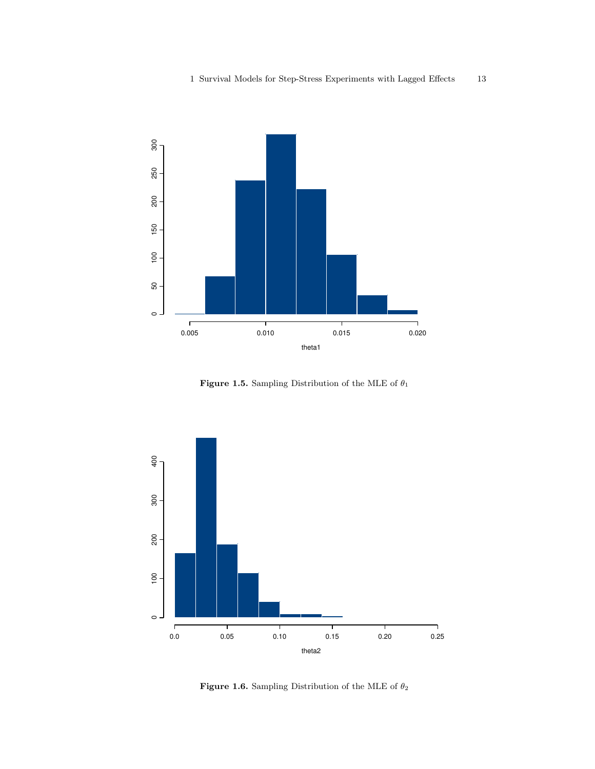**Figure 1.5.** Sampling Distribution of the MLE of $\theta_1$

**Figure 1.6.** Sampling Distribution of the MLE of $\theta_2$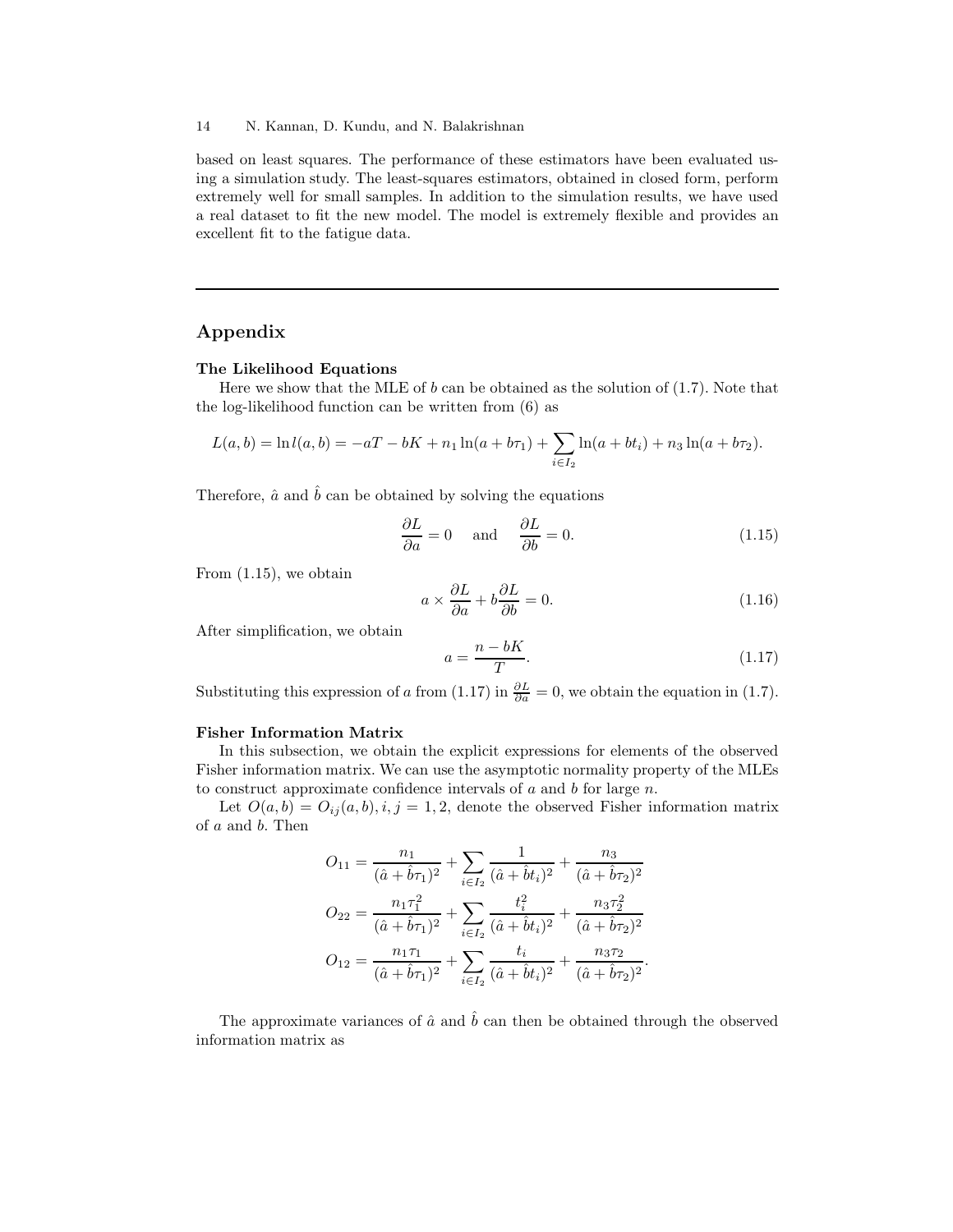based on least squares. The performance of these estimators have been evaluated using a simulation study. The least-squares estimators, obtained in closed form, perform extremely well for small samples. In addition to the simulation results, we have used a real dataset to fit the new model. The model is extremely flexible and provides an excellent fit to the fatigue data.

---

## Appendix

**The Likelihood Equations**

Here we show that the MLE of $b$ can be obtained as the solution of (1.7). Note that the log-likelihood function can be written from (6) as

$$L(a,b) = \ln l(a,b) = -aT - bK + n_1 \ln(a + b\tau_1) + \sum_{i \in I_2} \ln(a + bt_i) + n_3 \ln(a + b\tau_2).$$

Therefore, $\hat{a}$ and $\hat{b}$ can be obtained by solving the equations

$$\frac{\partial L}{\partial a} = 0 \quad \text{and} \quad \frac{\partial L}{\partial b} = 0. \tag{1.15}$$

From (1.15), we obtain

$$a \times \frac{\partial L}{\partial a} + b\frac{\partial L}{\partial b} = 0. \tag{1.16}$$

After simplification, we obtain

$$a = \frac{n - bK}{T}. \tag{1.17}$$

Substituting this expression of $a$ from (1.17) in $\frac{\partial L}{\partial a} = 0$, we obtain the equation in (1.7).

**Fisher Information Matrix**

In this subsection, we obtain the explicit expressions for elements of the observed Fisher information matrix. We can use the asymptotic normality property of the MLEs to construct approximate confidence intervals of $a$ and $b$ for large $n$.

Let $O(a,b) = O_{ij}(a,b), i,j = 1,2$, denote the observed Fisher information matrix of $a$ and $b$. Then

$$O_{11} = \frac{n_1}{(\hat{a} + \hat{b}\tau_1)^2} + \sum_{i \in I_2} \frac{1}{(\hat{a} + \hat{b}t_i)^2} + \frac{n_3}{(\hat{a} + \hat{b}\tau_2)^2}$$

$$O_{22} = \frac{n_1 \tau_1^2}{(\hat{a} + \hat{b}\tau_1)^2} + \sum_{i \in I_2} \frac{t_i^2}{(\hat{a} + \hat{b}t_i)^2} + \frac{n_3 \tau_2^2}{(\hat{a} + \hat{b}\tau_2)^2}$$

$$O_{12} = \frac{n_1 \tau_1}{(\hat{a} + \hat{b}\tau_1)^2} + \sum_{i \in I_2} \frac{t_i}{(\hat{a} + \hat{b}t_i)^2} + \frac{n_3 \tau_2}{(\hat{a} + \hat{b}\tau_2)^2}.$$

The approximate variances of $\hat{a}$ and $\hat{b}$ can then be obtained through the observed information matrix as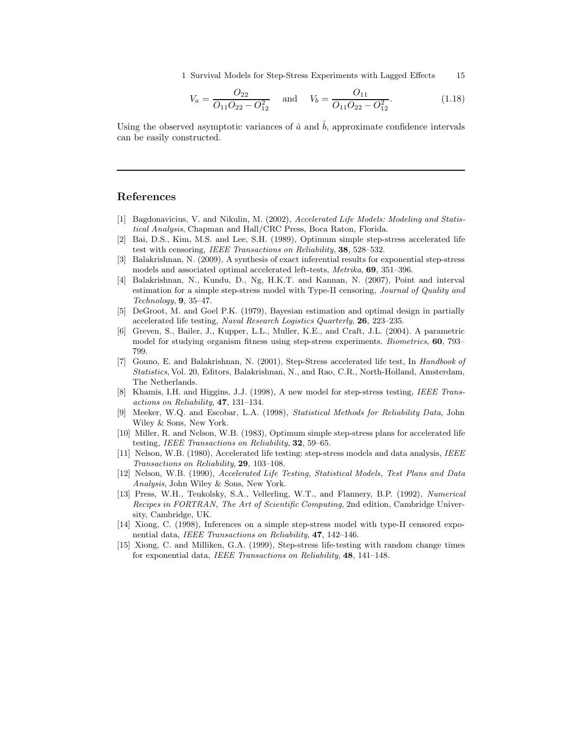$$V_a = \frac{O_{22}}{O_{11}O_{22} - O_{12}^2} \quad \text{and} \quad V_b = \frac{O_{11}}{O_{11}O_{22} - O_{12}^2}. \tag{1.18}$$

Using the observed asymptotic variances of $\hat{a}$ and $\hat{b}$, approximate confidence intervals can be easily constructed.

---

## References

[1] Bagdonavicius, V. and Nikulin, M. (2002), *Accelerated Life Models: Modeling and Statistical Analysis*, Chapman and Hall/CRC Press, Boca Raton, Florida.

[2] Bai, D.S., Kim, M.S. and Lee, S.H. (1989), Optimum simple step-stress accelerated life test with censoring, *IEEE Transactions on Reliability*, **38**, 528–532.

[3] Balakrishnan, N. (2009), A synthesis of exact inferential results for exponential step-stress models and associated optimal accelerated left-tests, *Metrika*, **69**, 351–396.

[4] Balakrishnan, N., Kundu, D., Ng, H.K.T. and Kannan, N. (2007), Point and interval estimation for a simple step-stress model with Type-II censoring, *Journal of Quality and Technology*, **9**, 35–47.

[5] DeGroot, M. and Goel P.K. (1979), Bayesian estimation and optimal design in partially accelerated life testing, *Naval Research Logistics Quarterly*, **26**, 223–235.

[6] Greven, S., Bailer, J., Kupper, L.L., Muller, K.E., and Craft, J.L. (2004). A parametric model for studying organism fitness using step-stress experiments. *Biometrics*, **60**, 793–799.

[7] Gouno, E. and Balakrishnan, N. (2001), Step-Stress accelerated life test, In *Handbook of Statistics*, Vol. 20, Editors, Balakrishnan, N., and Rao, C.R., North-Holland, Amsterdam, The Netherlands.

[8] Khamis, I.H. and Higgins, J.J. (1998), A new model for step-stress testing, *IEEE Transactions on Reliability*, **47**, 131–134.

[9] Meeker, W.Q. and Escobar, L.A. (1998), *Statistical Methods for Reliability Data*, John Wiley & Sons, New York.

[10] Miller, R. and Nelson, W.B. (1983), Optimum simple step-stress plans for accelerated life testing, *IEEE Transactions on Reliability*, **32**, 59–65.

[11] Nelson, W.B. (1980), Accelerated life testing: step-stress models and data analysis, *IEEE Transactions on Reliability*, **29**, 103–108.

[12] Nelson, W.B. (1990), *Accelerated Life Testing, Statistical Models, Test Plans and Data Analysis*, John Wiley & Sons, New York.

[13] Press, W.H., Teukolsky, S.A., Vellerling, W.T., and Flannery, B.P. (1992), *Numerical Recipes in FORTRAN, The Art of Scientific Computing*, 2nd edition, Cambridge University, Cambridge, UK.

[14] Xiong, C. (1998), Inferences on a simple step-stress model with type-II censored exponential data, *IEEE Transactions on Reliability*, **47**, 142–146.

[15] Xiong, C. and Milliken, G.A. (1999), Step-stress life-testing with random change times for exponential data, *IEEE Transactions on Reliability*, **48**, 141–148.